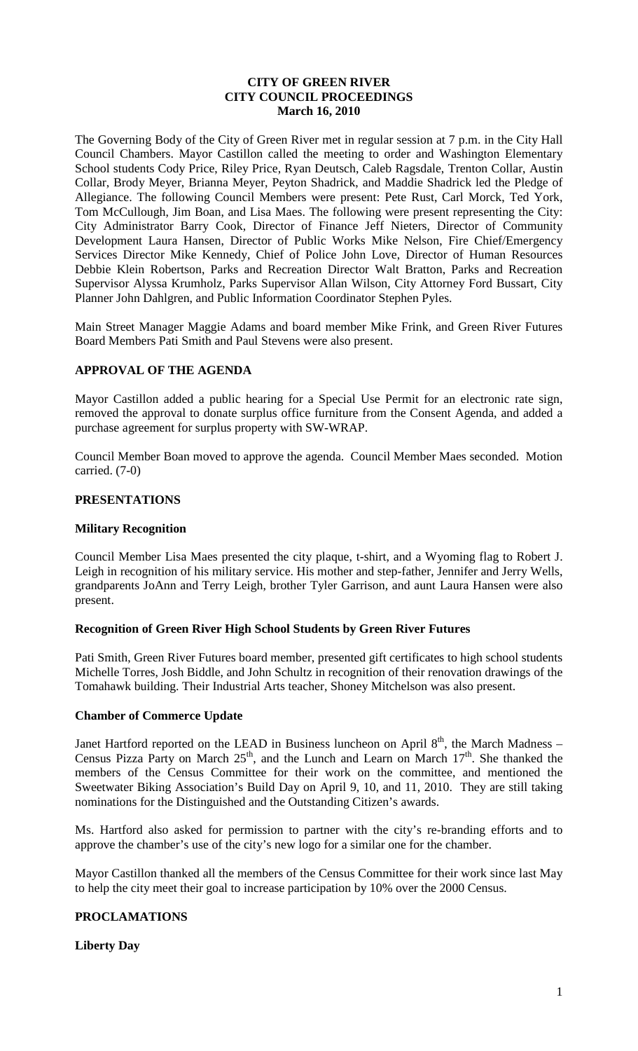# CITY OF GREEN RIVER
# CITY COUNCIL PROCEEDINGS
# March 16, 2010

The Governing Body of the City of Green River met in regular session at 7 p.m. in the City Hall Council Chambers. Mayor Castillon called the meeting to order and Washington Elementary School students Cody Price, Riley Price, Ryan Deutsch, Caleb Ragsdale, Trenton Collar, Austin Collar, Brody Meyer, Brianna Meyer, Peyton Shadrick, and Maddie Shadrick led the Pledge of Allegiance. The following Council Members were present: Pete Rust, Carl Morck, Ted York, Tom McCullough, Jim Boan, and Lisa Maes. The following were present representing the City: City Administrator Barry Cook, Director of Finance Jeff Nieters, Director of Community Development Laura Hansen, Director of Public Works Mike Nelson, Fire Chief/Emergency Services Director Mike Kennedy, Chief of Police John Love, Director of Human Resources Debbie Klein Robertson, Parks and Recreation Director Walt Bratton, Parks and Recreation Supervisor Alyssa Krumholz, Parks Supervisor Allan Wilson, City Attorney Ford Bussart, City Planner John Dahlgren, and Public Information Coordinator Stephen Pyles.

Main Street Manager Maggie Adams and board member Mike Frink, and Green River Futures Board Members Pati Smith and Paul Stevens were also present.

## APPROVAL OF THE AGENDA

Mayor Castillon added a public hearing for a Special Use Permit for an electronic rate sign, removed the approval to donate surplus office furniture from the Consent Agenda, and added a purchase agreement for surplus property with SW-WRAP.

Council Member Boan moved to approve the agenda. Council Member Maes seconded. Motion carried. (7-0)

## PRESENTATIONS

### Military Recognition

Council Member Lisa Maes presented the city plaque, t-shirt, and a Wyoming flag to Robert J. Leigh in recognition of his military service. His mother and step-father, Jennifer and Jerry Wells, grandparents JoAnn and Terry Leigh, brother Tyler Garrison, and aunt Laura Hansen were also present.

### Recognition of Green River High School Students by Green River Futures

Pati Smith, Green River Futures board member, presented gift certificates to high school students Michelle Torres, Josh Biddle, and John Schultz in recognition of their renovation drawings of the Tomahawk building. Their Industrial Arts teacher, Shoney Mitchelson was also present.

### Chamber of Commerce Update

Janet Hartford reported on the LEAD in Business luncheon on April 8th, the March Madness – Census Pizza Party on March 25th, and the Lunch and Learn on March 17th. She thanked the members of the Census Committee for their work on the committee, and mentioned the Sweetwater Biking Association's Build Day on April 9, 10, and 11, 2010. They are still taking nominations for the Distinguished and the Outstanding Citizen's awards.

Ms. Hartford also asked for permission to partner with the city's re-branding efforts and to approve the chamber's use of the city's new logo for a similar one for the chamber.

Mayor Castillon thanked all the members of the Census Committee for their work since last May to help the city meet their goal to increase participation by 10% over the 2000 Census.

## PROCLAMATIONS

### Liberty Day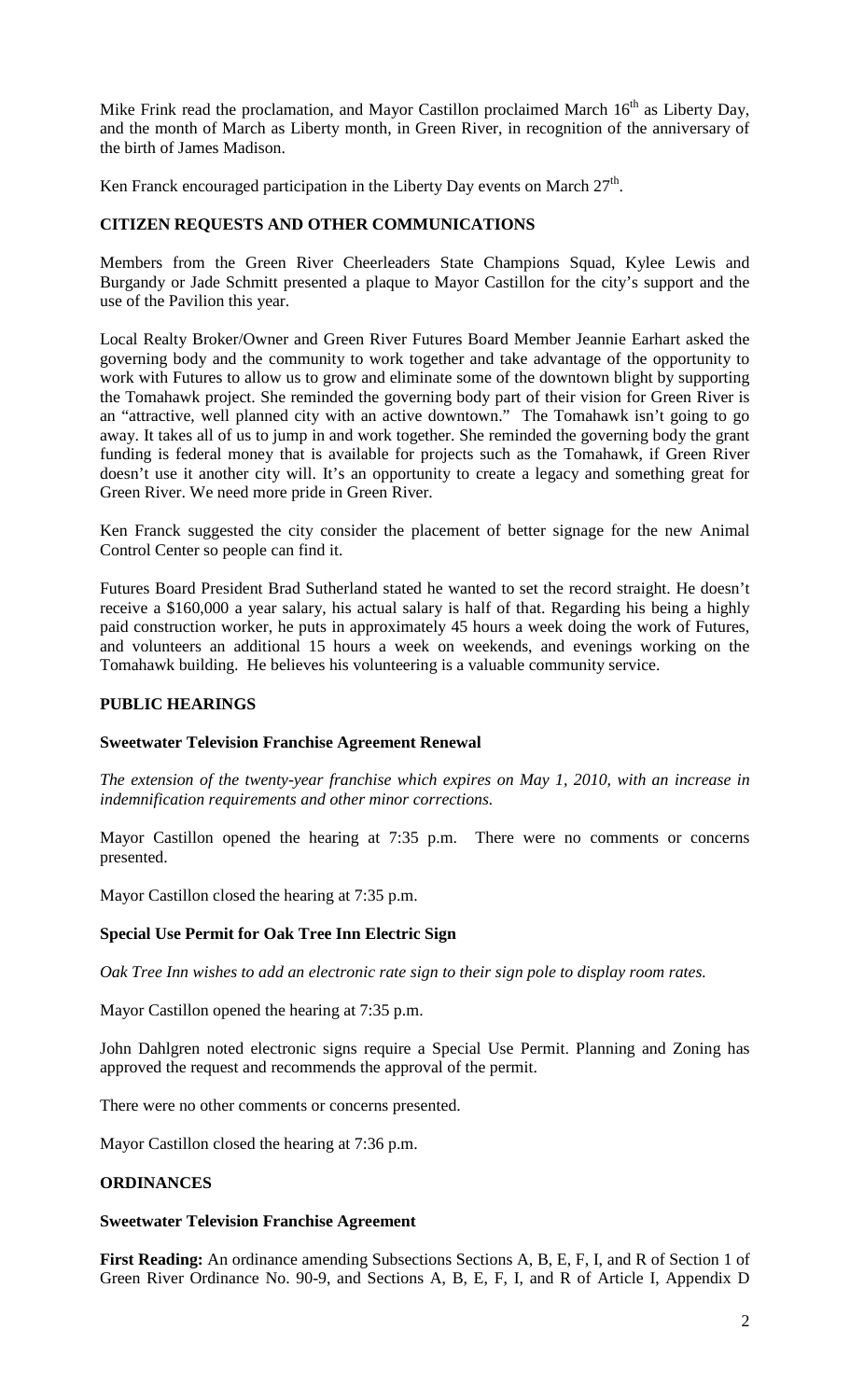Mike Frink read the proclamation, and Mayor Castillon proclaimed March 16th as Liberty Day, and the month of March as Liberty month, in Green River, in recognition of the anniversary of the birth of James Madison.

Ken Franck encouraged participation in the Liberty Day events on March 27th.

## CITIZEN REQUESTS AND OTHER COMMUNICATIONS

Members from the Green River Cheerleaders State Champions Squad, Kylee Lewis and Burgandy or Jade Schmitt presented a plaque to Mayor Castillon for the city's support and the use of the Pavilion this year.

Local Realty Broker/Owner and Green River Futures Board Member Jeannie Earhart asked the governing body and the community to work together and take advantage of the opportunity to work with Futures to allow us to grow and eliminate some of the downtown blight by supporting the Tomahawk project. She reminded the governing body part of their vision for Green River is an "attractive, well planned city with an active downtown." The Tomahawk isn't going to go away. It takes all of us to jump in and work together. She reminded the governing body the grant funding is federal money that is available for projects such as the Tomahawk, if Green River doesn't use it another city will. It's an opportunity to create a legacy and something great for Green River. We need more pride in Green River.

Ken Franck suggested the city consider the placement of better signage for the new Animal Control Center so people can find it.

Futures Board President Brad Sutherland stated he wanted to set the record straight. He doesn't receive a $160,000 a year salary, his actual salary is half of that. Regarding his being a highly paid construction worker, he puts in approximately 45 hours a week doing the work of Futures, and volunteers an additional 15 hours a week on weekends, and evenings working on the Tomahawk building. He believes his volunteering is a valuable community service.

## PUBLIC HEARINGS

### Sweetwater Television Franchise Agreement Renewal

*The extension of the twenty-year franchise which expires on May 1, 2010, with an increase in indemnification requirements and other minor corrections.*

Mayor Castillon opened the hearing at 7:35 p.m. There were no comments or concerns presented.

Mayor Castillon closed the hearing at 7:35 p.m.

### Special Use Permit for Oak Tree Inn Electric Sign

*Oak Tree Inn wishes to add an electronic rate sign to their sign pole to display room rates.*

Mayor Castillon opened the hearing at 7:35 p.m.

John Dahlgren noted electronic signs require a Special Use Permit. Planning and Zoning has approved the request and recommends the approval of the permit.

There were no other comments or concerns presented.

Mayor Castillon closed the hearing at 7:36 p.m.

## ORDINANCES

### Sweetwater Television Franchise Agreement

**First Reading:** An ordinance amending Subsections Sections A, B, E, F, I, and R of Section 1 of Green River Ordinance No. 90-9, and Sections A, B, E, F, I, and R of Article I, Appendix D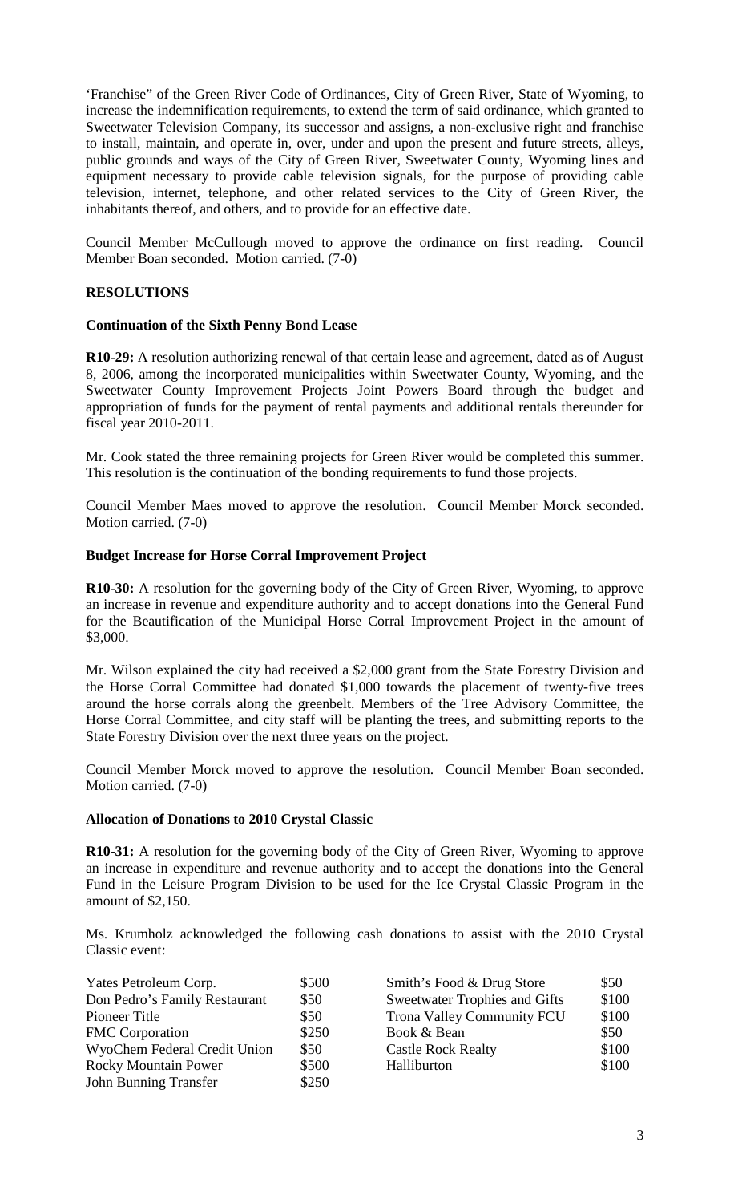'Franchise" of the Green River Code of Ordinances, City of Green River, State of Wyoming, to increase the indemnification requirements, to extend the term of said ordinance, which granted to Sweetwater Television Company, its successor and assigns, a non-exclusive right and franchise to install, maintain, and operate in, over, under and upon the present and future streets, alleys, public grounds and ways of the City of Green River, Sweetwater County, Wyoming lines and equipment necessary to provide cable television signals, for the purpose of providing cable television, internet, telephone, and other related services to the City of Green River, the inhabitants thereof, and others, and to provide for an effective date.

Council Member McCullough moved to approve the ordinance on first reading. Council Member Boan seconded. Motion carried. (7-0)

## RESOLUTIONS

### Continuation of the Sixth Penny Bond Lease

**R10-29:** A resolution authorizing renewal of that certain lease and agreement, dated as of August 8, 2006, among the incorporated municipalities within Sweetwater County, Wyoming, and the Sweetwater County Improvement Projects Joint Powers Board through the budget and appropriation of funds for the payment of rental payments and additional rentals thereunder for fiscal year 2010-2011.

Mr. Cook stated the three remaining projects for Green River would be completed this summer. This resolution is the continuation of the bonding requirements to fund those projects.

Council Member Maes moved to approve the resolution. Council Member Morck seconded. Motion carried. (7-0)

### Budget Increase for Horse Corral Improvement Project

**R10-30:** A resolution for the governing body of the City of Green River, Wyoming, to approve an increase in revenue and expenditure authority and to accept donations into the General Fund for the Beautification of the Municipal Horse Corral Improvement Project in the amount of \$3,000.

Mr. Wilson explained the city had received a \$2,000 grant from the State Forestry Division and the Horse Corral Committee had donated \$1,000 towards the placement of twenty-five trees around the horse corrals along the greenbelt. Members of the Tree Advisory Committee, the Horse Corral Committee, and city staff will be planting the trees, and submitting reports to the State Forestry Division over the next three years on the project.

Council Member Morck moved to approve the resolution. Council Member Boan seconded. Motion carried. (7-0)

### Allocation of Donations to 2010 Crystal Classic

**R10-31:** A resolution for the governing body of the City of Green River, Wyoming to approve an increase in expenditure and revenue authority and to accept the donations into the General Fund in the Leisure Program Division to be used for the Ice Crystal Classic Program in the amount of \$2,150.

Ms. Krumholz acknowledged the following cash donations to assist with the 2010 Crystal Classic event:

| | | | |
|---|---|---|---|
| Yates Petroleum Corp. | \$500 | Smith's Food & Drug Store | \$50 |
| Don Pedro's Family Restaurant | \$50 | Sweetwater Trophies and Gifts | \$100 |
| Pioneer Title | \$50 | Trona Valley Community FCU | \$100 |
| FMC Corporation | \$250 | Book & Bean | \$50 |
| WyoChem Federal Credit Union | \$50 | Castle Rock Realty | \$100 |
| Rocky Mountain Power | \$500 | Halliburton | \$100 |
| John Bunning Transfer | \$250 | | |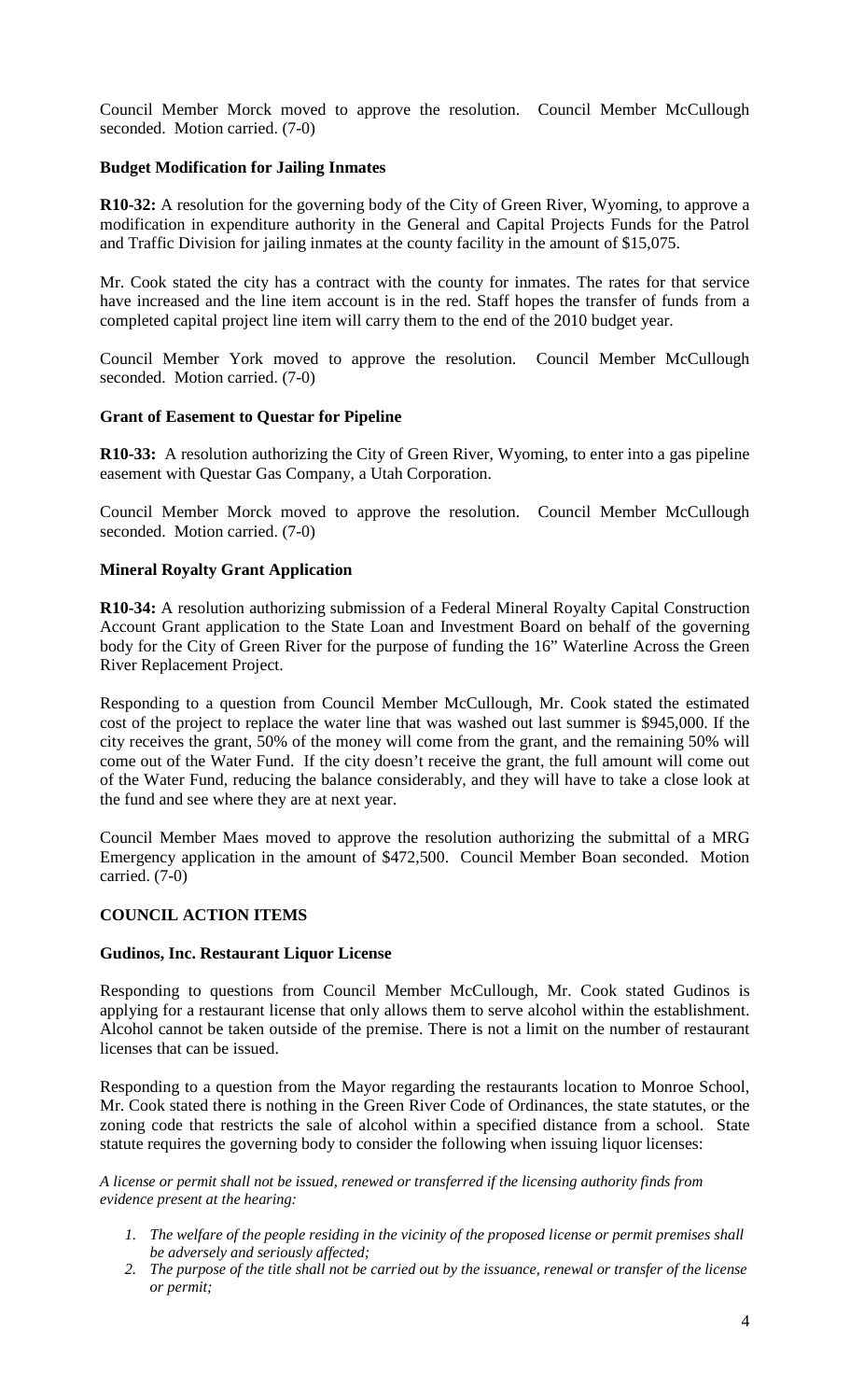Council Member Morck moved to approve the resolution. Council Member McCullough seconded. Motion carried. (7-0)

**Budget Modification for Jailing Inmates**

**R10-32:** A resolution for the governing body of the City of Green River, Wyoming, to approve a modification in expenditure authority in the General and Capital Projects Funds for the Patrol and Traffic Division for jailing inmates at the county facility in the amount of $15,075.

Mr. Cook stated the city has a contract with the county for inmates. The rates for that service have increased and the line item account is in the red. Staff hopes the transfer of funds from a completed capital project line item will carry them to the end of the 2010 budget year.

Council Member York moved to approve the resolution. Council Member McCullough seconded. Motion carried. (7-0)

**Grant of Easement to Questar for Pipeline**

**R10-33:** A resolution authorizing the City of Green River, Wyoming, to enter into a gas pipeline easement with Questar Gas Company, a Utah Corporation.

Council Member Morck moved to approve the resolution. Council Member McCullough seconded. Motion carried. (7-0)

**Mineral Royalty Grant Application**

**R10-34:** A resolution authorizing submission of a Federal Mineral Royalty Capital Construction Account Grant application to the State Loan and Investment Board on behalf of the governing body for the City of Green River for the purpose of funding the 16" Waterline Across the Green River Replacement Project.

Responding to a question from Council Member McCullough, Mr. Cook stated the estimated cost of the project to replace the water line that was washed out last summer is $945,000. If the city receives the grant, 50% of the money will come from the grant, and the remaining 50% will come out of the Water Fund. If the city doesn't receive the grant, the full amount will come out of the Water Fund, reducing the balance considerably, and they will have to take a close look at the fund and see where they are at next year.

Council Member Maes moved to approve the resolution authorizing the submittal of a MRG Emergency application in the amount of $472,500. Council Member Boan seconded. Motion carried. (7-0)

**COUNCIL ACTION ITEMS**

**Gudinos, Inc. Restaurant Liquor License**

Responding to questions from Council Member McCullough, Mr. Cook stated Gudinos is applying for a restaurant license that only allows them to serve alcohol within the establishment. Alcohol cannot be taken outside of the premise. There is not a limit on the number of restaurant licenses that can be issued.

Responding to a question from the Mayor regarding the restaurants location to Monroe School, Mr. Cook stated there is nothing in the Green River Code of Ordinances, the state statutes, or the zoning code that restricts the sale of alcohol within a specified distance from a school. State statute requires the governing body to consider the following when issuing liquor licenses:

*A license or permit shall not be issued, renewed or transferred if the licensing authority finds from evidence present at the hearing:*

1. *The welfare of the people residing in the vicinity of the proposed license or permit premises shall be adversely and seriously affected;*
2. *The purpose of the title shall not be carried out by the issuance, renewal or transfer of the license or permit;*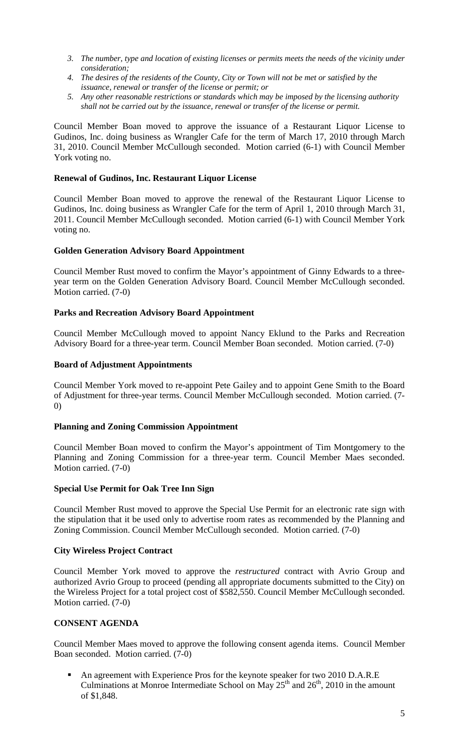3. *The number, type and location of existing licenses or permits meets the needs of the vicinity under consideration;*
4. *The desires of the residents of the County, City or Town will not be met or satisfied by the issuance, renewal or transfer of the license or permit; or*
5. *Any other reasonable restrictions or standards which may be imposed by the licensing authority shall not be carried out by the issuance, renewal or transfer of the license or permit.*

Council Member Boan moved to approve the issuance of a Restaurant Liquor License to Gudinos, Inc. doing business as Wrangler Cafe for the term of March 17, 2010 through March 31, 2010. Council Member McCullough seconded. Motion carried (6-1) with Council Member York voting no.

**Renewal of Gudinos, Inc. Restaurant Liquor License**

Council Member Boan moved to approve the renewal of the Restaurant Liquor License to Gudinos, Inc. doing business as Wrangler Cafe for the term of April 1, 2010 through March 31, 2011. Council Member McCullough seconded. Motion carried (6-1) with Council Member York voting no.

**Golden Generation Advisory Board Appointment**

Council Member Rust moved to confirm the Mayor's appointment of Ginny Edwards to a three-year term on the Golden Generation Advisory Board. Council Member McCullough seconded. Motion carried. (7-0)

**Parks and Recreation Advisory Board Appointment**

Council Member McCullough moved to appoint Nancy Eklund to the Parks and Recreation Advisory Board for a three-year term. Council Member Boan seconded. Motion carried. (7-0)

**Board of Adjustment Appointments**

Council Member York moved to re-appoint Pete Gailey and to appoint Gene Smith to the Board of Adjustment for three-year terms. Council Member McCullough seconded. Motion carried. (7-0)

**Planning and Zoning Commission Appointment**

Council Member Boan moved to confirm the Mayor's appointment of Tim Montgomery to the Planning and Zoning Commission for a three-year term. Council Member Maes seconded. Motion carried. (7-0)

**Special Use Permit for Oak Tree Inn Sign**

Council Member Rust moved to approve the Special Use Permit for an electronic rate sign with the stipulation that it be used only to advertise room rates as recommended by the Planning and Zoning Commission. Council Member McCullough seconded. Motion carried. (7-0)

**City Wireless Project Contract**

Council Member York moved to approve the *restructured* contract with Avrio Group and authorized Avrio Group to proceed (pending all appropriate documents submitted to the City) on the Wireless Project for a total project cost of $582,550. Council Member McCullough seconded. Motion carried. (7-0)

**CONSENT AGENDA**

Council Member Maes moved to approve the following consent agenda items. Council Member Boan seconded. Motion carried. (7-0)

- An agreement with Experience Pros for the keynote speaker for two 2010 D.A.R.E Culminations at Monroe Intermediate School on May 25th and 26th, 2010 in the amount of $1,848.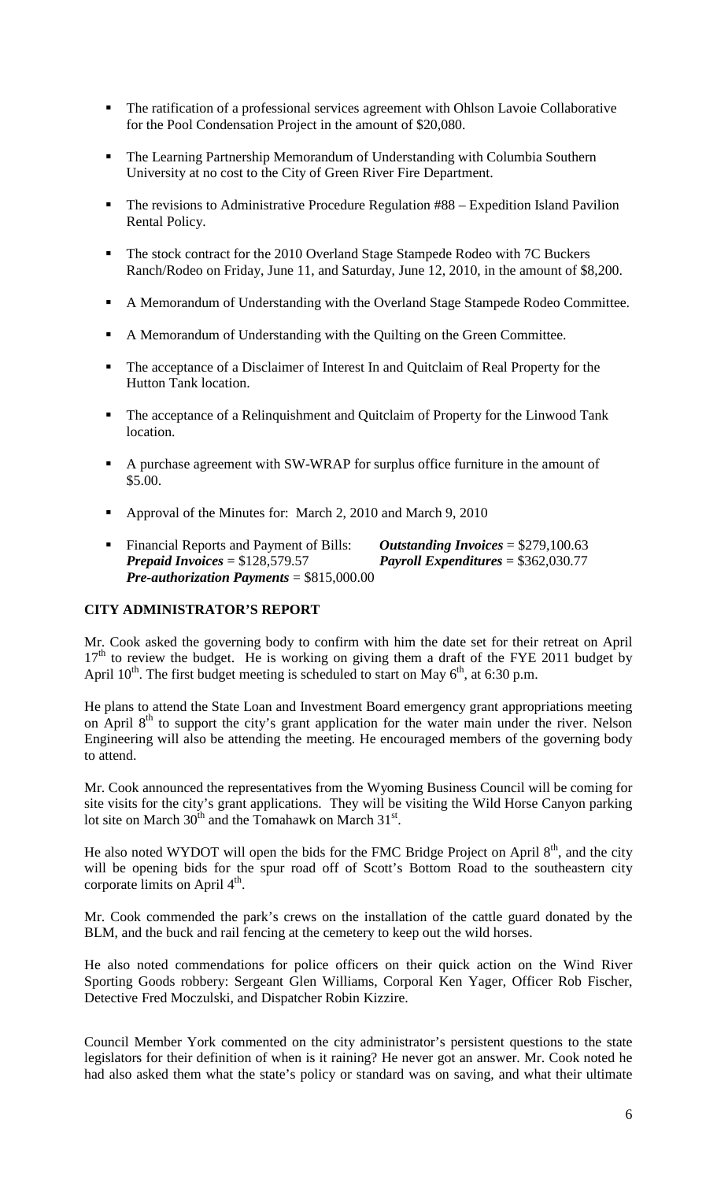- The ratification of a professional services agreement with Ohlson Lavoie Collaborative for the Pool Condensation Project in the amount of $20,080.
- The Learning Partnership Memorandum of Understanding with Columbia Southern University at no cost to the City of Green River Fire Department.
- The revisions to Administrative Procedure Regulation #88 – Expedition Island Pavilion Rental Policy.
- The stock contract for the 2010 Overland Stage Stampede Rodeo with 7C Buckers Ranch/Rodeo on Friday, June 11, and Saturday, June 12, 2010, in the amount of $8,200.
- A Memorandum of Understanding with the Overland Stage Stampede Rodeo Committee.
- A Memorandum of Understanding with the Quilting on the Green Committee.
- The acceptance of a Disclaimer of Interest In and Quitclaim of Real Property for the Hutton Tank location.
- The acceptance of a Relinquishment and Quitclaim of Property for the Linwood Tank location.
- A purchase agreement with SW-WRAP for surplus office furniture in the amount of $5.00.
- Approval of the Minutes for: March 2, 2010 and March 9, 2010
- Financial Reports and Payment of Bills: ***Outstanding Invoices*** = $279,100.63 ***Prepaid Invoices*** = $128,579.57 ***Payroll Expenditures*** = $362,030.77 ***Pre-authorization Payments*** = $815,000.00

**CITY ADMINISTRATOR'S REPORT**

Mr. Cook asked the governing body to confirm with him the date set for their retreat on April 17th to review the budget. He is working on giving them a draft of the FYE 2011 budget by April 10th. The first budget meeting is scheduled to start on May 6th, at 6:30 p.m.

He plans to attend the State Loan and Investment Board emergency grant appropriations meeting on April 8th to support the city's grant application for the water main under the river. Nelson Engineering will also be attending the meeting. He encouraged members of the governing body to attend.

Mr. Cook announced the representatives from the Wyoming Business Council will be coming for site visits for the city's grant applications. They will be visiting the Wild Horse Canyon parking lot site on March 30th and the Tomahawk on March 31st.

He also noted WYDOT will open the bids for the FMC Bridge Project on April 8th, and the city will be opening bids for the spur road off of Scott's Bottom Road to the southeastern city corporate limits on April 4th.

Mr. Cook commended the park's crews on the installation of the cattle guard donated by the BLM, and the buck and rail fencing at the cemetery to keep out the wild horses.

He also noted commendations for police officers on their quick action on the Wind River Sporting Goods robbery: Sergeant Glen Williams, Corporal Ken Yager, Officer Rob Fischer, Detective Fred Moczulski, and Dispatcher Robin Kizzire.

Council Member York commented on the city administrator's persistent questions to the state legislators for their definition of when is it raining? He never got an answer. Mr. Cook noted he had also asked them what the state's policy or standard was on saving, and what their ultimate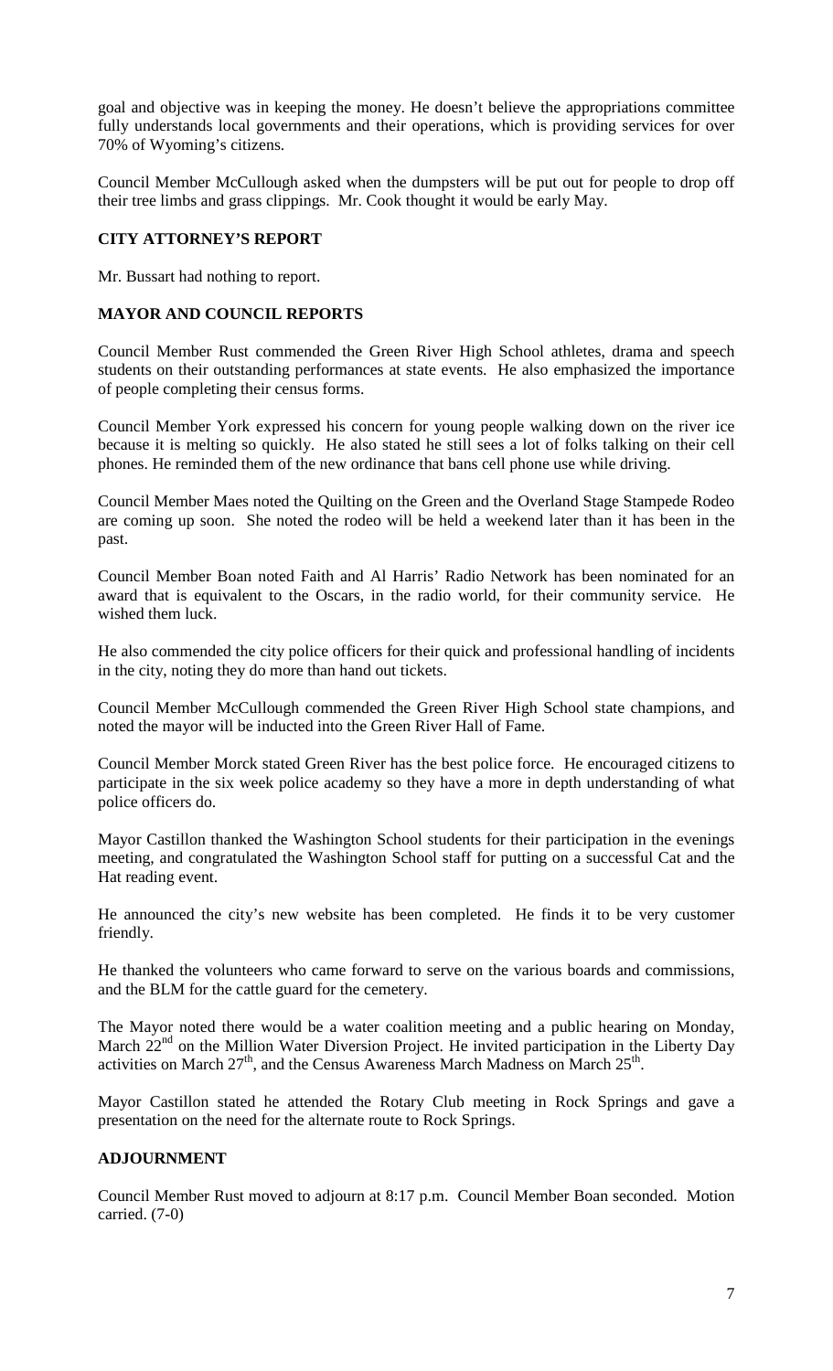goal and objective was in keeping the money. He doesn't believe the appropriations committee fully understands local governments and their operations, which is providing services for over 70% of Wyoming's citizens.

Council Member McCullough asked when the dumpsters will be put out for people to drop off their tree limbs and grass clippings. Mr. Cook thought it would be early May.

**CITY ATTORNEY'S REPORT**

Mr. Bussart had nothing to report.

**MAYOR AND COUNCIL REPORTS**

Council Member Rust commended the Green River High School athletes, drama and speech students on their outstanding performances at state events. He also emphasized the importance of people completing their census forms.

Council Member York expressed his concern for young people walking down on the river ice because it is melting so quickly. He also stated he still sees a lot of folks talking on their cell phones. He reminded them of the new ordinance that bans cell phone use while driving.

Council Member Maes noted the Quilting on the Green and the Overland Stage Stampede Rodeo are coming up soon. She noted the rodeo will be held a weekend later than it has been in the past.

Council Member Boan noted Faith and Al Harris' Radio Network has been nominated for an award that is equivalent to the Oscars, in the radio world, for their community service. He wished them luck.

He also commended the city police officers for their quick and professional handling of incidents in the city, noting they do more than hand out tickets.

Council Member McCullough commended the Green River High School state champions, and noted the mayor will be inducted into the Green River Hall of Fame.

Council Member Morck stated Green River has the best police force. He encouraged citizens to participate in the six week police academy so they have a more in depth understanding of what police officers do.

Mayor Castillon thanked the Washington School students for their participation in the evenings meeting, and congratulated the Washington School staff for putting on a successful Cat and the Hat reading event.

He announced the city's new website has been completed. He finds it to be very customer friendly.

He thanked the volunteers who came forward to serve on the various boards and commissions, and the BLM for the cattle guard for the cemetery.

The Mayor noted there would be a water coalition meeting and a public hearing on Monday, March 22nd on the Million Water Diversion Project. He invited participation in the Liberty Day activities on March 27th, and the Census Awareness March Madness on March 25th.

Mayor Castillon stated he attended the Rotary Club meeting in Rock Springs and gave a presentation on the need for the alternate route to Rock Springs.

**ADJOURNMENT**

Council Member Rust moved to adjourn at 8:17 p.m. Council Member Boan seconded. Motion carried. (7-0)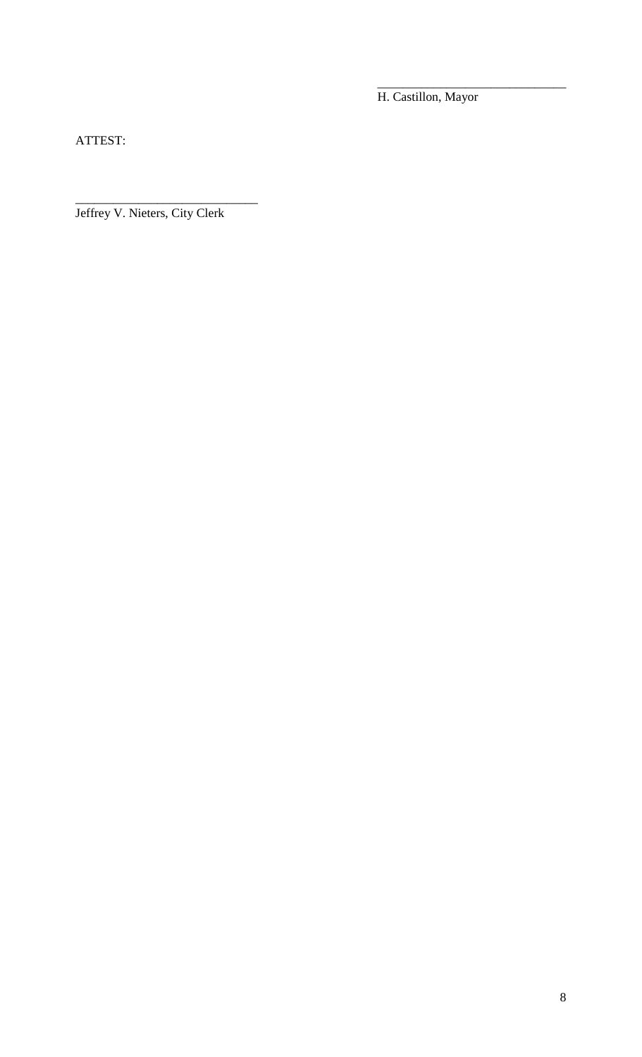______________________________
H. Castillon, Mayor

ATTEST:

______________________________
Jeffrey V. Nieters, City Clerk